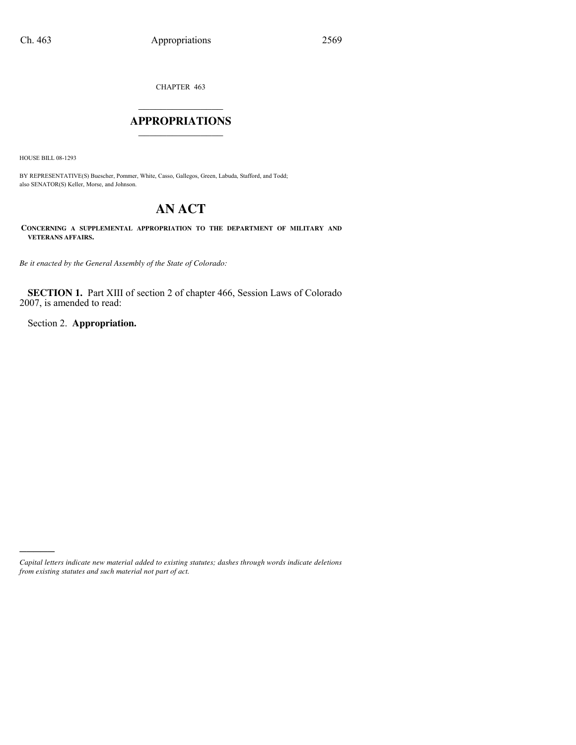CHAPTER 463

# APPROPRIATIONS

HOUSE BILL 08-1293

BY REPRESENTATIVE(S) Buescher, Pommer, White, Casso, Gallegos, Green, Labuda, Stafford, and Todd; also SENATOR(S) Keller, Morse, and Johnson.

# AN ACT

**CONCERNING A SUPPLEMENTAL APPROPRIATION TO THE DEPARTMENT OF MILITARY AND VETERANS AFFAIRS.**

*Be it enacted by the General Assembly of the State of Colorado:*

**SECTION 1.** Part XIII of section 2 of chapter 466, Session Laws of Colorado 2007, is amended to read:

Section 2. **Appropriation.**

*Capital letters indicate new material added to existing statutes; dashes through words indicate deletions from existing statutes and such material not part of act.*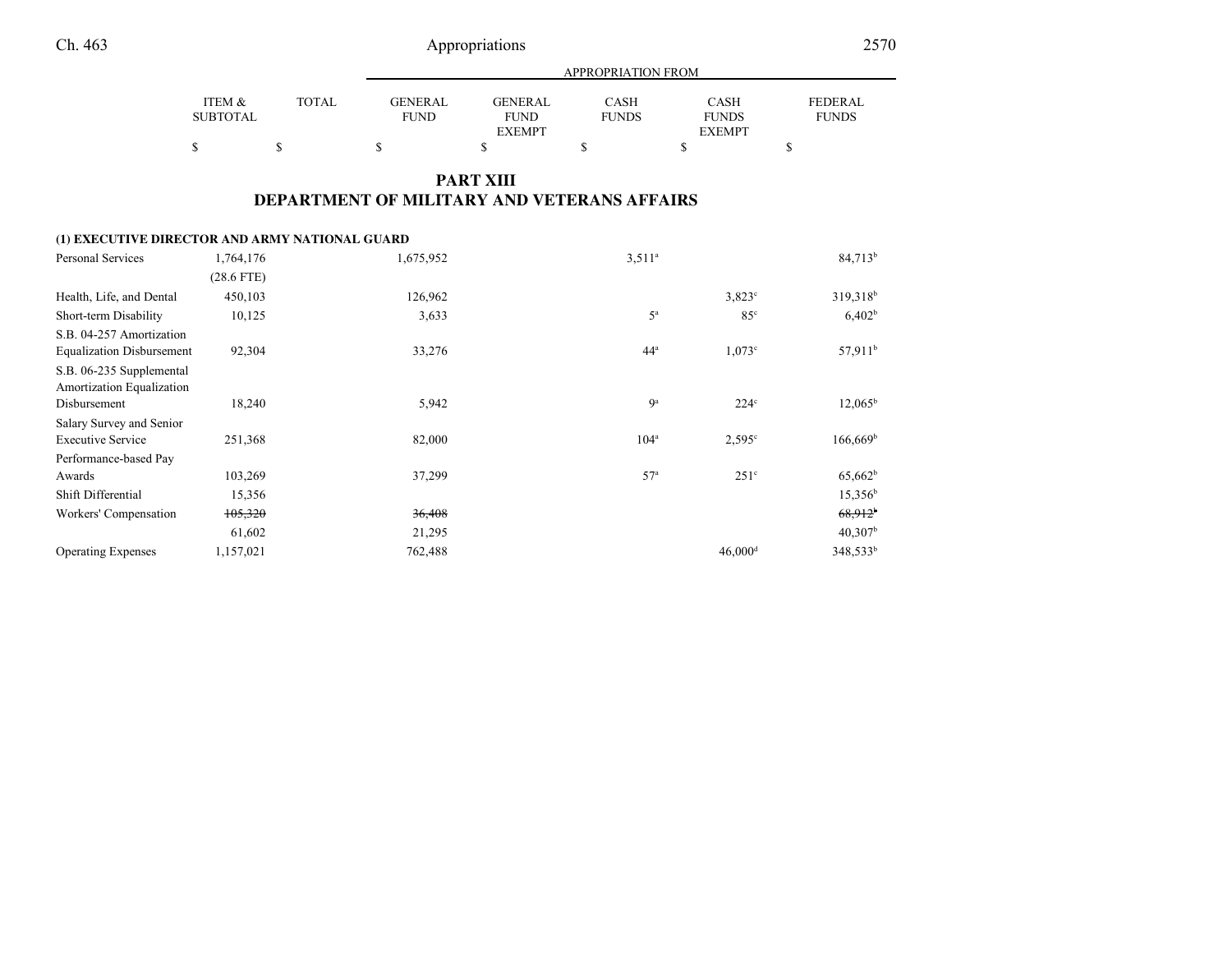# PART XIII
## DEPARTMENT OF MILITARY AND VETERANS AFFAIRS

| | ITEM & SUBTOTAL | TOTAL | GENERAL FUND | GENERAL FUND EXEMPT | CASH FUNDS | CASH FUNDS EXEMPT | FEDERAL FUNDS |
|---|---|---|---|---|---|---|---|
| | | | APPROPRIATION FROM | | | | |
| | $ | $ | $ | $ | $ | $ | $ |
| **(1) EXECUTIVE DIRECTOR AND ARMY NATIONAL GUARD** | | | | | | | |
| Personal Services | 1,764,176 | | 1,675,952 | | 3,511[a] | | 84,713[b] |
| | (28.6 FTE) | | | | | | |
| Health, Life, and Dental | 450,103 | | 126,962 | | | 3,823[c] | 319,318[b] |
| Short-term Disability | 10,125 | | 3,633 | | 5[a] | 85[c] | 6,402[b] |
| S.B. 04-257 Amortization Equalization Disbursement | 92,304 | | 33,276 | | 44[a] | 1,073[c] | 57,911[b] |
| S.B. 06-235 Supplemental Amortization Equalization Disbursement | 18,240 | | 5,942 | | 9[a] | 224[c] | 12,065[b] |
| Salary Survey and Senior Executive Service | 251,368 | | 82,000 | | 104[a] | 2,595[c] | 166,669[b] |
| Performance-based Pay Awards | 103,269 | | 37,299 | | 57[a] | 251[c] | 65,662[b] |
| Shift Differential | 15,356 | | | | | | 15,356[b] |
| Workers' Compensation | ~~105,320~~ | | ~~36,408~~ | | | | ~~68,912~~[b] |
| | 61,602 | | 21,295 | | | | 40,307[b] |
| Operating Expenses | 1,157,021 | | 762,488 | | | 46,000[d] | 348,533[b] |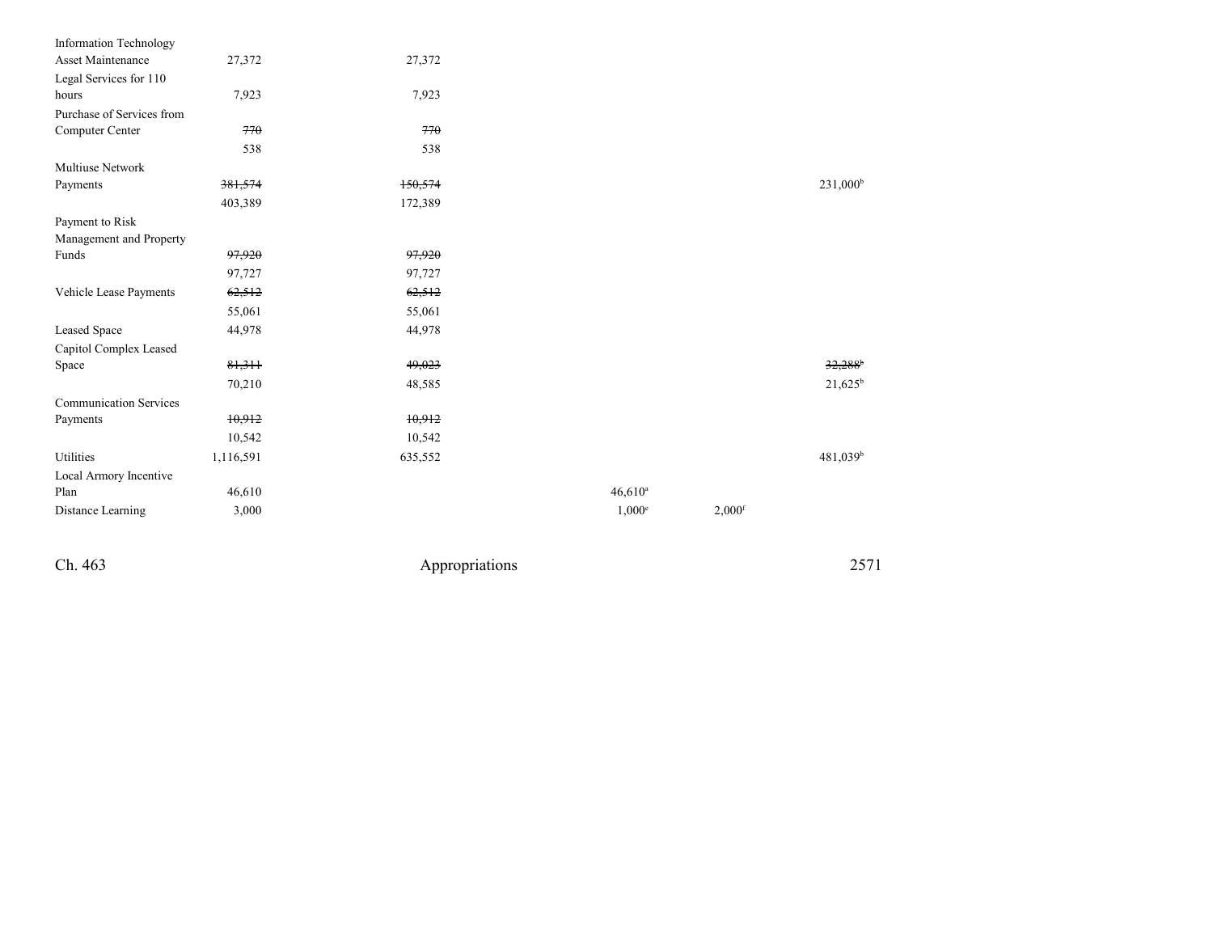| | | | | | |
|---|---|---|---|---|---|
| Information Technology Asset Maintenance | 27,372 | 27,372 | | | |
| Legal Services for 110 hours | 7,923 | 7,923 | | | |
| Purchase of Services from Computer Center | ~~770~~ | ~~770~~ | | | |
| | 538 | 538 | | | |
| Multiuse Network Payments | ~~381,574~~ | ~~150,574~~ | | | 231,000[b] |
| | 403,389 | 172,389 | | | |
| Payment to Risk Management and Property Funds | ~~97,920~~ | ~~97,920~~ | | | |
| | 97,727 | 97,727 | | | |
| Vehicle Lease Payments | ~~62,512~~ | ~~62,512~~ | | | |
| | 55,061 | 55,061 | | | |
| Leased Space | 44,978 | 44,978 | | | |
| Capitol Complex Leased Space | ~~81,311~~ | ~~49,023~~ | | | ~~32,288[b]~~ |
| | 70,210 | 48,585 | | | 21,625[b] |
| Communication Services Payments | ~~10,912~~ | ~~10,912~~ | | | |
| | 10,542 | 10,542 | | | |
| Utilities | 1,116,591 | 635,552 | | | 481,039[b] |
| Local Armory Incentive Plan | 46,610 | | 46,610[a] | | |
| Distance Learning | 3,000 | | 1,000[e] | 2,000[f] | |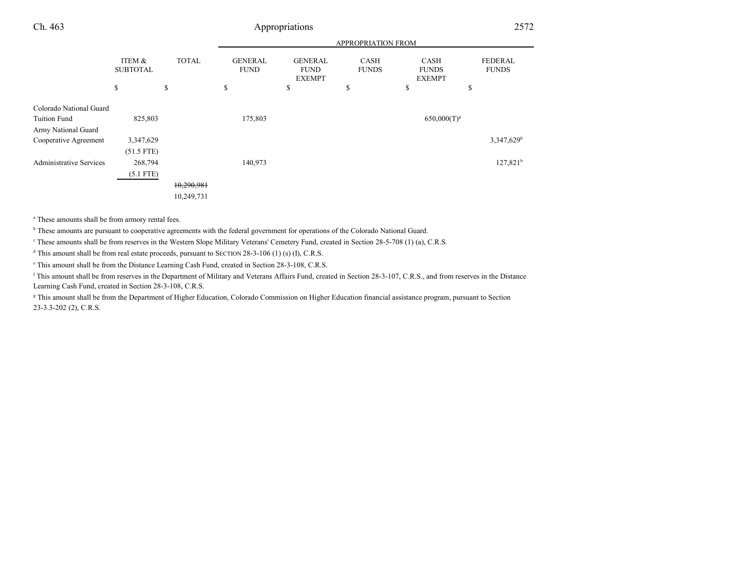| | ITEM & SUBTOTAL | TOTAL | GENERAL FUND | GENERAL FUND EXEMPT | CASH FUNDS | CASH FUNDS EXEMPT | FEDERAL FUNDS |
|---|---|---|---|---|---|---|---|
| | | | APPROPRIATION FROM | | | | |
| | $ | $ | $ | $ | $ | $ | $ |
| Colorado National Guard Tuition Fund | 825,803 | | 175,803 | | | 650,000(T)[g] | |
| Army National Guard Cooperative Agreement | 3,347,629 | | | | | | 3,347,629[b] |
| | (51.5 FTE) | | | | | | |
| Administrative Services | 268,794 | | 140,973 | | | | 127,821[b] |
| | (5.1 FTE) | | | | | | |
| | | ~~10,290,981~~ | | | | | |
| | | 10,249,731 | | | | | |

[a] These amounts shall be from armory rental fees.

[b] These amounts are pursuant to cooperative agreements with the federal government for operations of the Colorado National Guard.

[c] These amounts shall be from reserves in the Western Slope Military Veterans' Cemetery Fund, created in Section 28-5-708 (1) (a), C.R.S.

[d] This amount shall be from real estate proceeds, pursuant to SECTION 28-3-106 (1) (s) (I), C.R.S.

[e] This amount shall be from the Distance Learning Cash Fund, created in Section 28-3-108, C.R.S.

[f] This amount shall be from reserves in the Department of Military and Veterans Affairs Fund, created in Section 28-3-107, C.R.S., and from reserves in the Distance Learning Cash Fund, created in Section 28-3-108, C.R.S.

[g] This amount shall be from the Department of Higher Education, Colorado Commission on Higher Education financial assistance program, pursuant to Section 23-3.3-202 (2), C.R.S.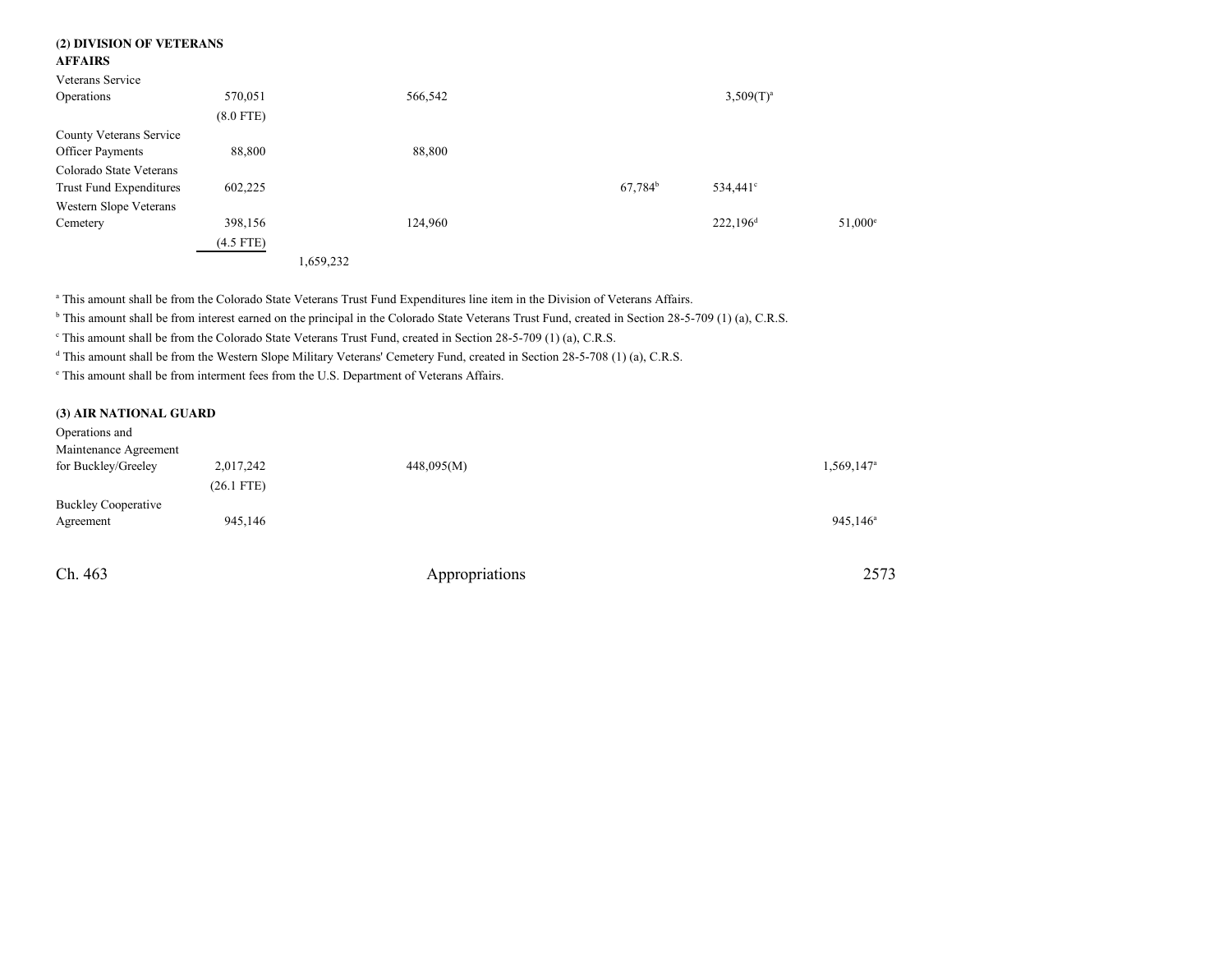**(2) DIVISION OF VETERANS AFFAIRS**

| | | | | | | |
|---|---|---|---|---|---|---|
| Veterans Service Operations | 570,051 | | 566,542 | | 3,509(T)[a] | |
| | (8.0 FTE) | | | | | |
| County Veterans Service Officer Payments | 88,800 | | 88,800 | | | |
| Colorado State Veterans Trust Fund Expenditures | 602,225 | | | 67,784[b] | 534,441[c] | |
| Western Slope Veterans Cemetery | 398,156 | | 124,960 | | 222,196[d] | 51,000[e] |
| | (4.5 FTE) | | | | | |
| | | 1,659,232 | | | | |

[a] This amount shall be from the Colorado State Veterans Trust Fund Expenditures line item in the Division of Veterans Affairs.

[b] This amount shall be from interest earned on the principal in the Colorado State Veterans Trust Fund, created in Section 28-5-709 (1) (a), C.R.S.

[c] This amount shall be from the Colorado State Veterans Trust Fund, created in Section 28-5-709 (1) (a), C.R.S.

[d] This amount shall be from the Western Slope Military Veterans' Cemetery Fund, created in Section 28-5-708 (1) (a), C.R.S.

[e] This amount shall be from interment fees from the U.S. Department of Veterans Affairs.

**(3) AIR NATIONAL GUARD**

| | | | | | | |
|---|---|---|---|---|---|---|
| Operations and Maintenance Agreement for Buckley/Greeley | 2,017,242 | | 448,095(M) | | | 1,569,147[a] |
| | (26.1 FTE) | | | | | |
| Buckley Cooperative Agreement | 945,146 | | | | | 945,146[a] |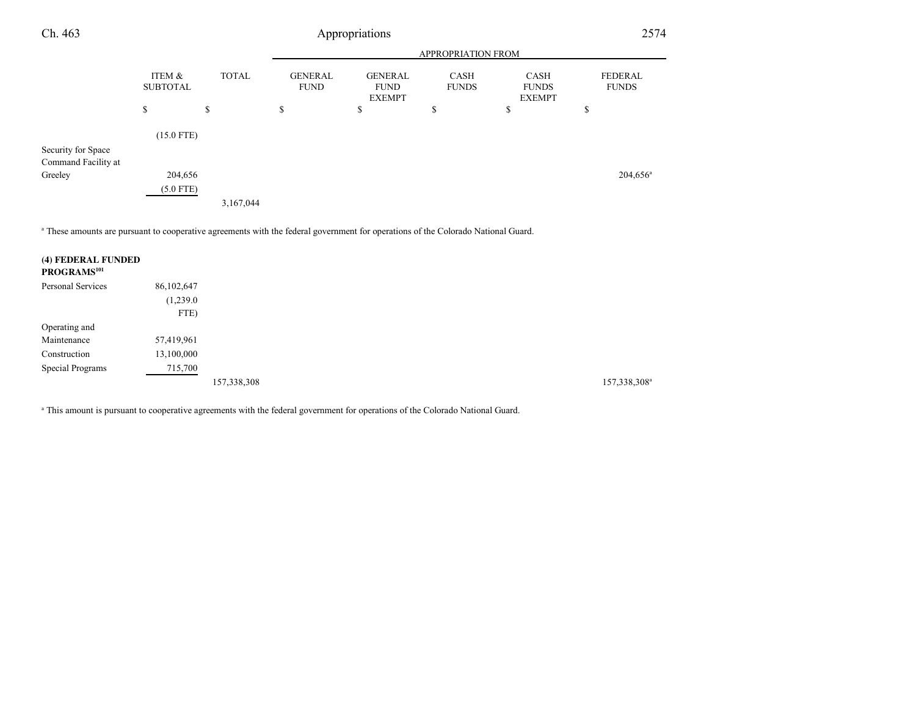| | ITEM & SUBTOTAL | TOTAL | GENERAL FUND | GENERAL FUND EXEMPT | CASH FUNDS | CASH FUNDS EXEMPT | FEDERAL FUNDS |
|---|---|---|---|---|---|---|---|
| | | | APPROPRIATION FROM | | | | |
| | $ | $ | $ | $ | $ | $ | $ |
| | (15.0 FTE) | | | | | | |
| Security for Space Command Facility at Greeley | 204,656 | | | | | | 204,656[a] |
| | (5.0 FTE) | | | | | | |
| | | 3,167,044 | | | | | |

[a] These amounts are pursuant to cooperative agreements with the federal government for operations of the Colorado National Guard.

| | ITEM & SUBTOTAL | TOTAL | GENERAL FUND | GENERAL FUND EXEMPT | CASH FUNDS | CASH FUNDS EXEMPT | FEDERAL FUNDS |
|---|---|---|---|---|---|---|---|
| **(4) FEDERAL FUNDED PROGRAMS**[101] | | | | | | | |
| Personal Services | 86,102,647 | | | | | | |
| | (1,239.0 FTE) | | | | | | |
| Operating and Maintenance | 57,419,961 | | | | | | |
| Construction | 13,100,000 | | | | | | |
| Special Programs | 715,700 | | | | | | |
| | | 157,338,308 | | | | | 157,338,308[a] |

[a] This amount is pursuant to cooperative agreements with the federal government for operations of the Colorado National Guard.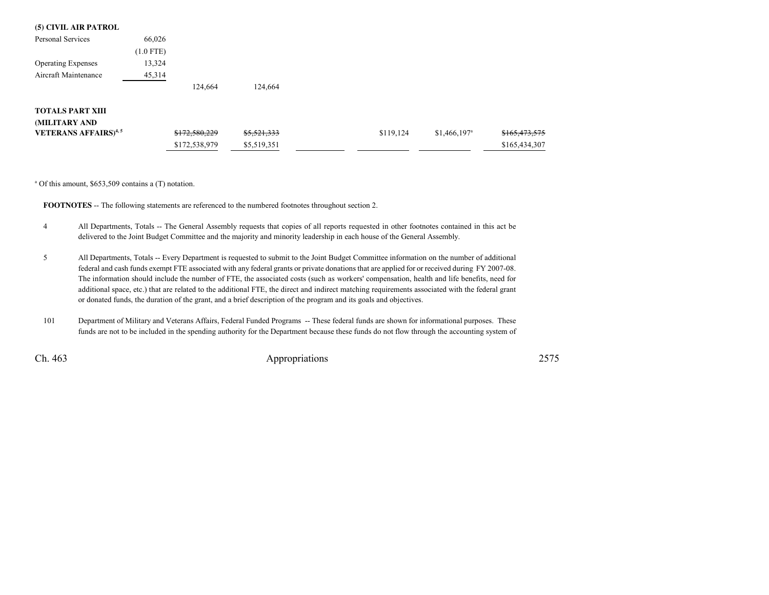**(5) CIVIL AIR PATROL**

| | | | | | | | |
|---|---|---|---|---|---|---|---|
| Personal Services | 66,026 | | | | | | |
| | (1.0 FTE) | | | | | | |
| Operating Expenses | 13,324 | | | | | | |
| Aircraft Maintenance | 45,314 | | | | | | |
| | | 124,664 | 124,664 | | | | |

| | | | | | | |
|---|---|---|---|---|---|---|
| **TOTALS PART XIII (MILITARY AND VETERANS AFFAIRS)**[4, 5] | ~~$172,580,229~~ | ~~$5,521,333~~ | | $119,124 | $1,466,197[a] | ~~$165,473,575~~ |
| | $172,538,979 | $5,519,351 | | | | $165,434,307 |

[a] Of this amount, $653,509 contains a (T) notation.

**FOOTNOTES** -- The following statements are referenced to the numbered footnotes throughout section 2.

4 All Departments, Totals -- The General Assembly requests that copies of all reports requested in other footnotes contained in this act be delivered to the Joint Budget Committee and the majority and minority leadership in each house of the General Assembly.

5 All Departments, Totals -- Every Department is requested to submit to the Joint Budget Committee information on the number of additional federal and cash funds exempt FTE associated with any federal grants or private donations that are applied for or received during FY 2007-08. The information should include the number of FTE, the associated costs (such as workers' compensation, health and life benefits, need for additional space, etc.) that are related to the additional FTE, the direct and indirect matching requirements associated with the federal grant or donated funds, the duration of the grant, and a brief description of the program and its goals and objectives.

101 Department of Military and Veterans Affairs, Federal Funded Programs -- These federal funds are shown for informational purposes. These funds are not to be included in the spending authority for the Department because these funds do not flow through the accounting system of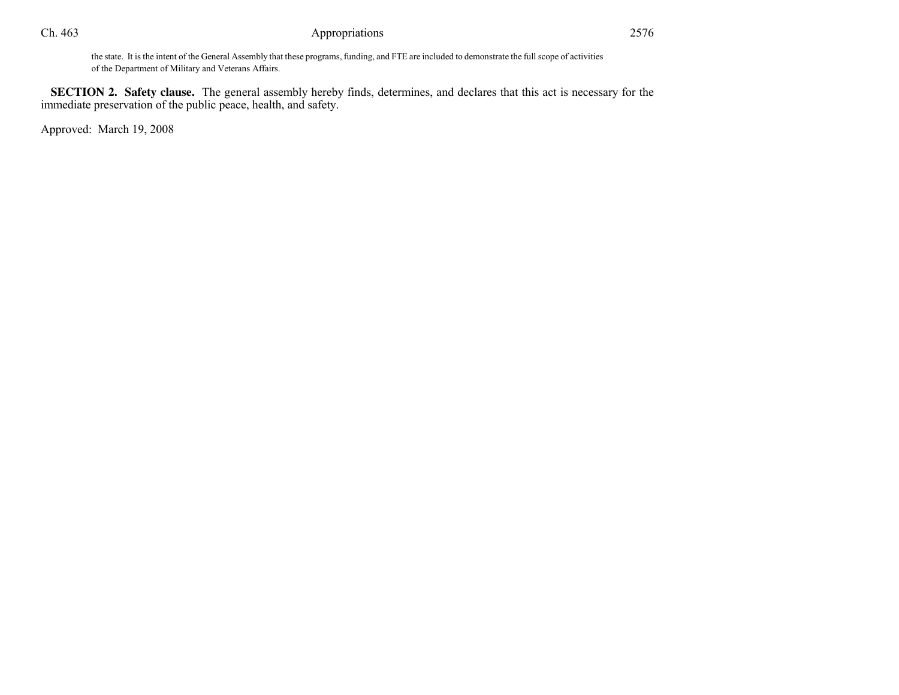the state. It is the intent of the General Assembly that these programs, funding, and FTE are included to demonstrate the full scope of activities of the Department of Military and Veterans Affairs.

**SECTION 2. Safety clause.** The general assembly hereby finds, determines, and declares that this act is necessary for the immediate preservation of the public peace, health, and safety.

Approved: March 19, 2008